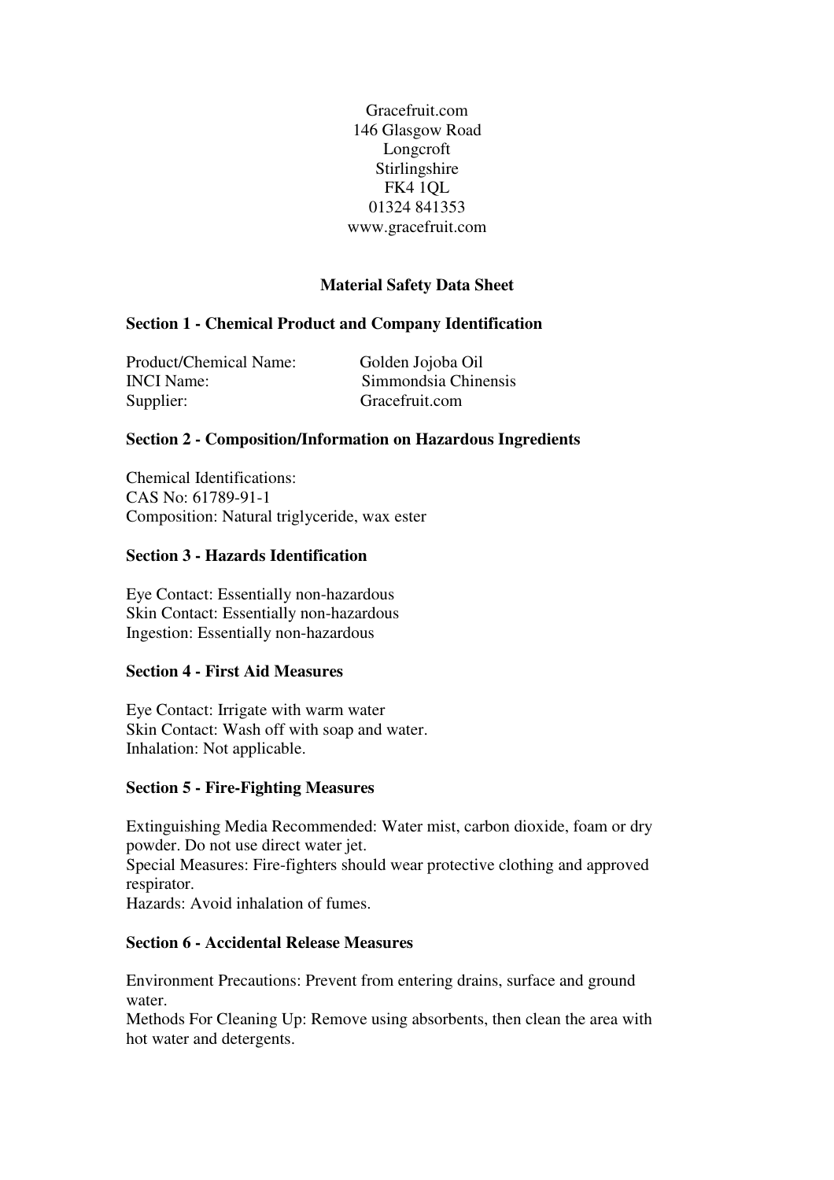Gracefruit.com
146 Glasgow Road
Longcroft
Stirlingshire
FK4 1QL
01324 841353
www.gracefruit.com

# Material Safety Data Sheet

## Section 1 - Chemical Product and Company Identification

| | |
|---|---|
| Product/Chemical Name: | Golden Jojoba Oil |
| INCI Name: | Simmondsia Chinensis |
| Supplier: | Gracefruit.com |

## Section 2 - Composition/Information on Hazardous Ingredients

Chemical Identifications:
CAS No: 61789-91-1
Composition: Natural triglyceride, wax ester

## Section 3 - Hazards Identification

Eye Contact: Essentially non-hazardous
Skin Contact: Essentially non-hazardous
Ingestion: Essentially non-hazardous

## Section 4 - First Aid Measures

Eye Contact: Irrigate with warm water
Skin Contact: Wash off with soap and water.
Inhalation: Not applicable.

## Section 5 - Fire-Fighting Measures

Extinguishing Media Recommended: Water mist, carbon dioxide, foam or dry powder. Do not use direct water jet.
Special Measures: Fire-fighters should wear protective clothing and approved respirator.
Hazards: Avoid inhalation of fumes.

## Section 6 - Accidental Release Measures

Environment Precautions: Prevent from entering drains, surface and ground water.
Methods For Cleaning Up: Remove using absorbents, then clean the area with hot water and detergents.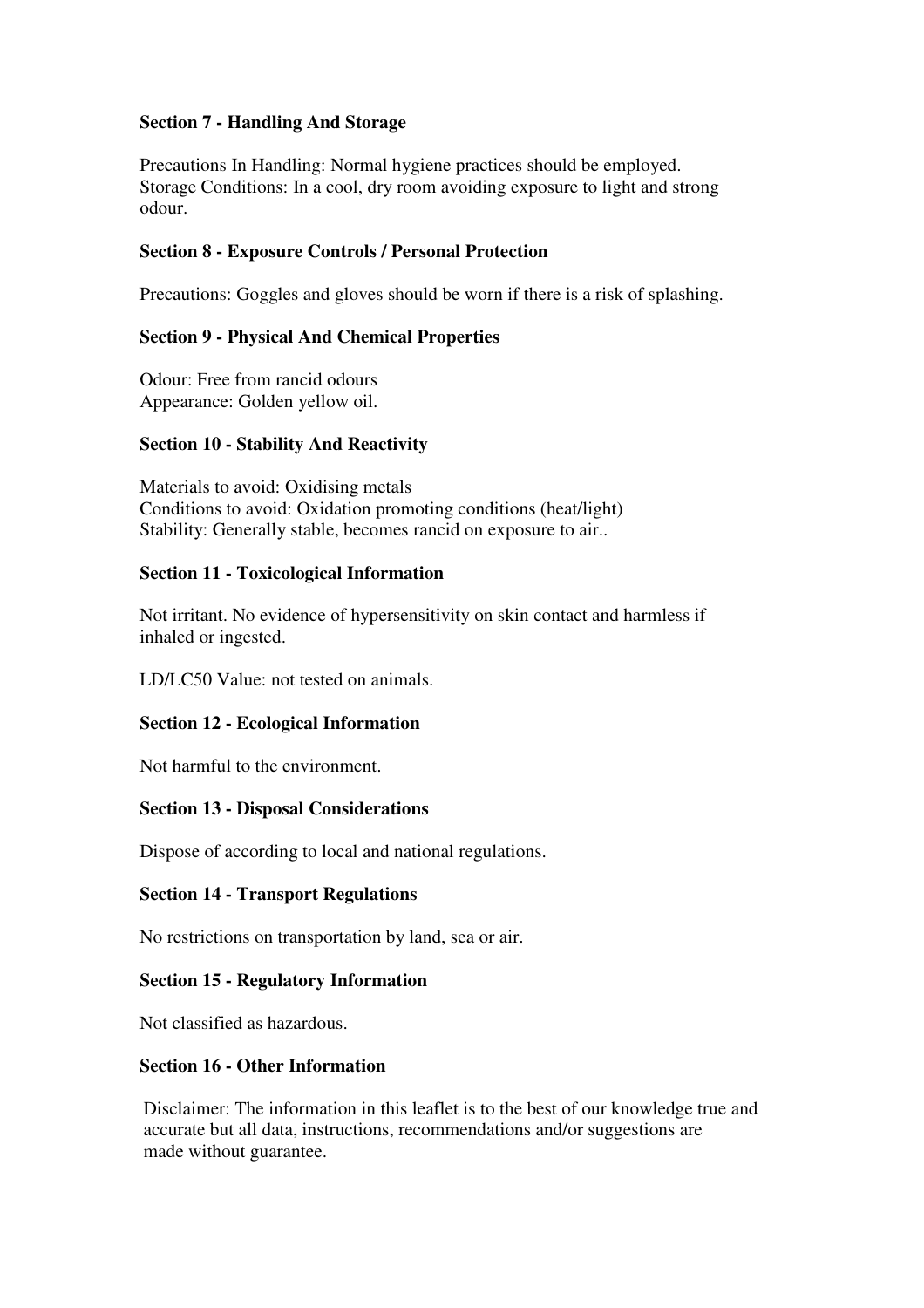**Section 7 - Handling And Storage**

Precautions In Handling: Normal hygiene practices should be employed.
Storage Conditions: In a cool, dry room avoiding exposure to light and strong odour.

**Section 8 - Exposure Controls / Personal Protection**

Precautions: Goggles and gloves should be worn if there is a risk of splashing.

**Section 9 - Physical And Chemical Properties**

Odour: Free from rancid odours
Appearance: Golden yellow oil.

**Section 10 - Stability And Reactivity**

Materials to avoid: Oxidising metals
Conditions to avoid: Oxidation promoting conditions (heat/light)
Stability: Generally stable, becomes rancid on exposure to air..

**Section 11 - Toxicological Information**

Not irritant. No evidence of hypersensitivity on skin contact and harmless if inhaled or ingested.

LD/LC50 Value: not tested on animals.

**Section 12 - Ecological Information**

Not harmful to the environment.

**Section 13 - Disposal Considerations**

Dispose of according to local and national regulations.

**Section 14 - Transport Regulations**

No restrictions on transportation by land, sea or air.

**Section 15 - Regulatory Information**

Not classified as hazardous.

**Section 16 - Other Information**

Disclaimer: The information in this leaflet is to the best of our knowledge true and accurate but all data, instructions, recommendations and/or suggestions are made without guarantee.